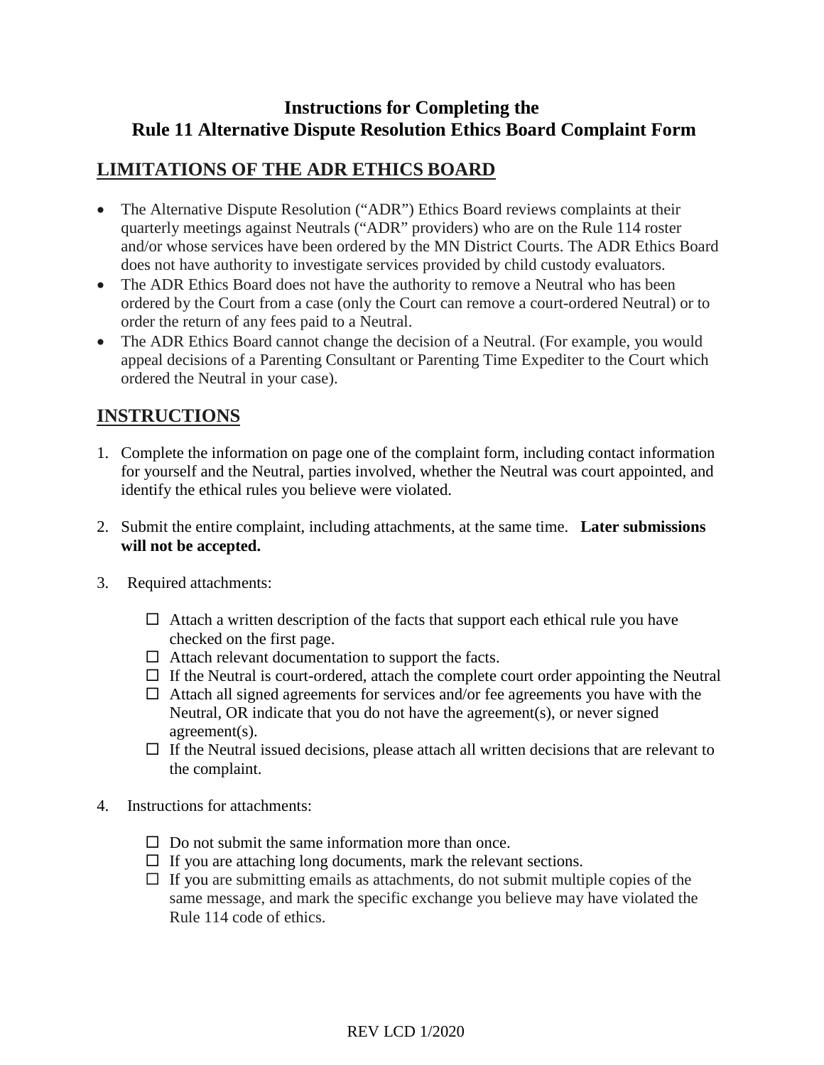# Instructions for Completing the Rule 11 Alternative Dispute Resolution Ethics Board Complaint Form

## LIMITATIONS OF THE ADR ETHICS BOARD

- The Alternative Dispute Resolution ("ADR") Ethics Board reviews complaints at their quarterly meetings against Neutrals ("ADR" providers) who are on the Rule 114 roster and/or whose services have been ordered by the MN District Courts. The ADR Ethics Board does not have authority to investigate services provided by child custody evaluators.
- The ADR Ethics Board does not have the authority to remove a Neutral who has been ordered by the Court from a case (only the Court can remove a court-ordered Neutral) or to order the return of any fees paid to a Neutral.
- The ADR Ethics Board cannot change the decision of a Neutral. (For example, you would appeal decisions of a Parenting Consultant or Parenting Time Expediter to the Court which ordered the Neutral in your case).

## INSTRUCTIONS

1. Complete the information on page one of the complaint form, including contact information for yourself and the Neutral, parties involved, whether the Neutral was court appointed, and identify the ethical rules you believe were violated.

2. Submit the entire complaint, including attachments, at the same time. **Later submissions will not be accepted.**

3. Required attachments:

   - ☐ Attach a written description of the facts that support each ethical rule you have checked on the first page.
   - ☐ Attach relevant documentation to support the facts.
   - ☐ If the Neutral is court-ordered, attach the complete court order appointing the Neutral
   - ☐ Attach all signed agreements for services and/or fee agreements you have with the Neutral, OR indicate that you do not have the agreement(s), or never signed agreement(s).
   - ☐ If the Neutral issued decisions, please attach all written decisions that are relevant to the complaint.

4. Instructions for attachments:

   - ☐ Do not submit the same information more than once.
   - ☐ If you are attaching long documents, mark the relevant sections.
   - ☐ If you are submitting emails as attachments, do not submit multiple copies of the same message, and mark the specific exchange you believe may have violated the Rule 114 code of ethics.

REV LCD 1/2020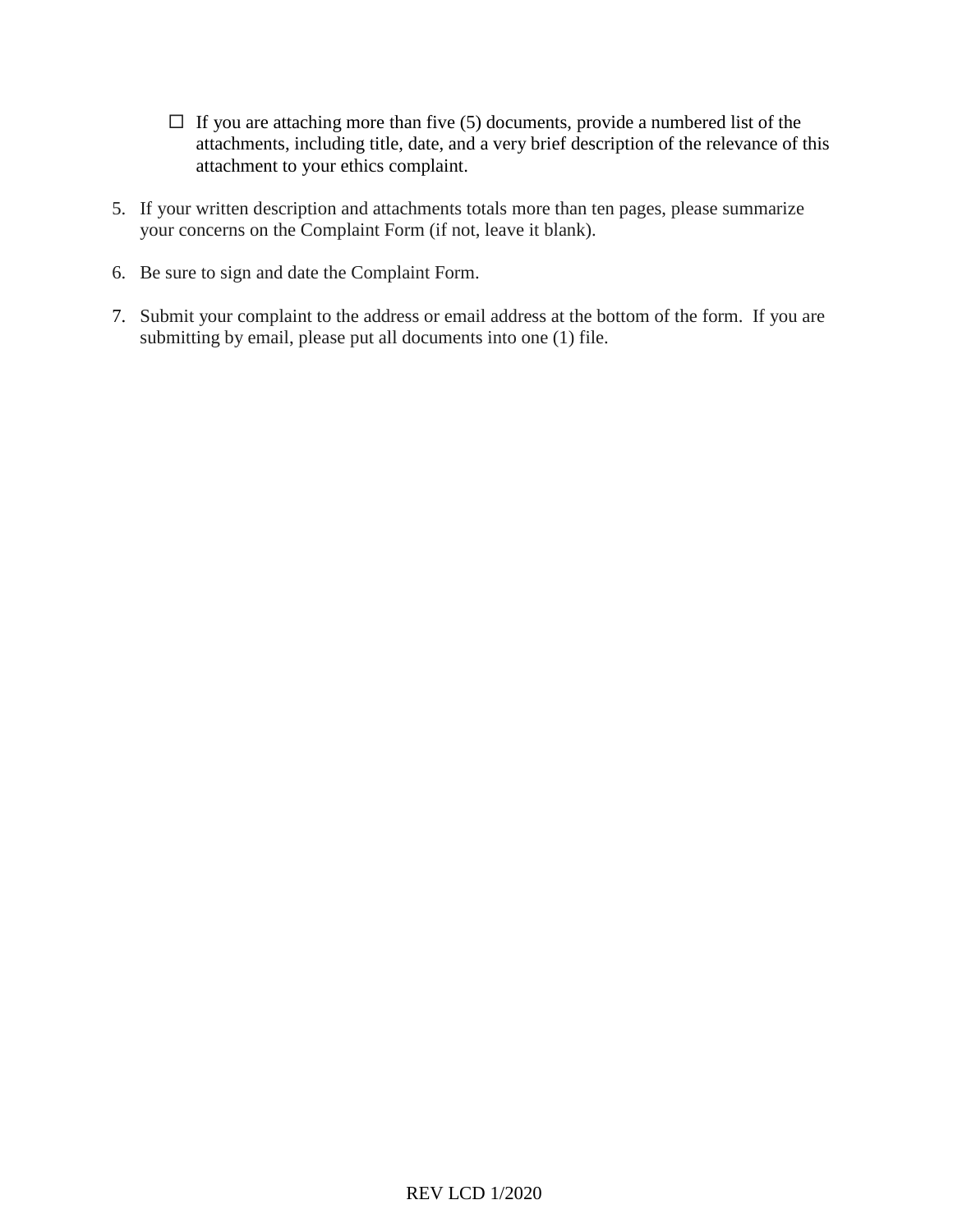- ☐ If you are attaching more than five (5) documents, provide a numbered list of the attachments, including title, date, and a very brief description of the relevance of this attachment to your ethics complaint.

5. If your written description and attachments totals more than ten pages, please summarize your concerns on the Complaint Form (if not, leave it blank).

6. Be sure to sign and date the Complaint Form.

7. Submit your complaint to the address or email address at the bottom of the form. If you are submitting by email, please put all documents into one (1) file.

REV LCD 1/2020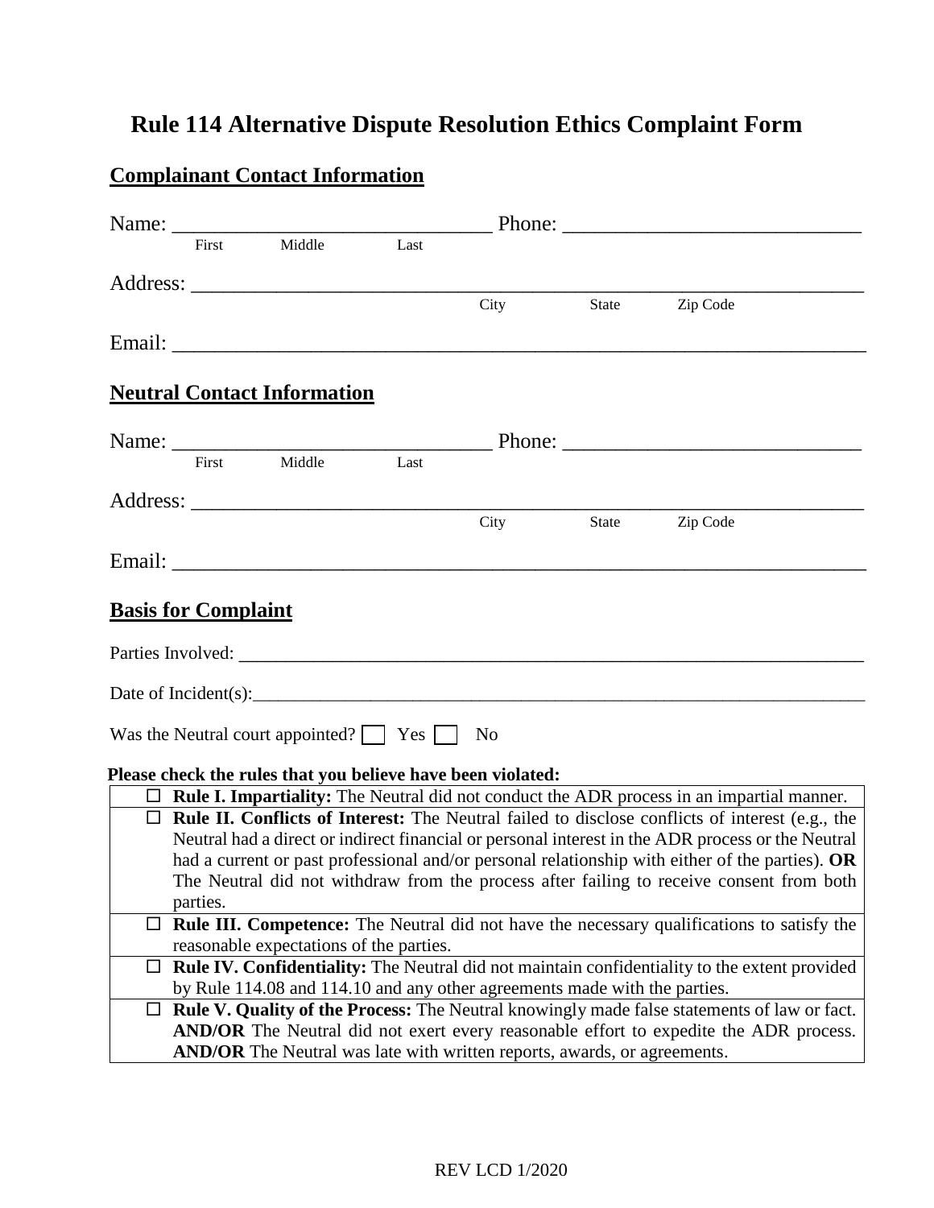# Rule 114 Alternative Dispute Resolution Ethics Complaint Form

## Complainant Contact Information

Name: ______________________________ Phone: ____________________________
First Middle Last

Address: _________________________________________________________________
City State Zip Code

Email: ___________________________________________________________________

## Neutral Contact Information

Name: ______________________________ Phone: ____________________________
First Middle Last

Address: _________________________________________________________________
City State Zip Code

Email: ___________________________________________________________________

## Basis for Complaint

Parties Involved: _______________________________________________________________

Date of Incident(s):_____________________________________________________________

Was the Neutral court appointed? ☐ Yes ☐ No

**Please check the rules that you believe have been violated:**

| |
|---|
| ☐ **Rule I. Impartiality:** The Neutral did not conduct the ADR process in an impartial manner. |
| ☐ **Rule II. Conflicts of Interest:** The Neutral failed to disclose conflicts of interest (e.g., the Neutral had a direct or indirect financial or personal interest in the ADR process or the Neutral had a current or past professional and/or personal relationship with either of the parties). **OR** The Neutral did not withdraw from the process after failing to receive consent from both parties. |
| ☐ **Rule III. Competence:** The Neutral did not have the necessary qualifications to satisfy the reasonable expectations of the parties. |
| ☐ **Rule IV. Confidentiality:** The Neutral did not maintain confidentiality to the extent provided by Rule 114.08 and 114.10 and any other agreements made with the parties. |
| ☐ **Rule V. Quality of the Process:** The Neutral knowingly made false statements of law or fact. **AND/OR** The Neutral did not exert every reasonable effort to expedite the ADR process. **AND/OR** The Neutral was late with written reports, awards, or agreements. |

REV LCD 1/2020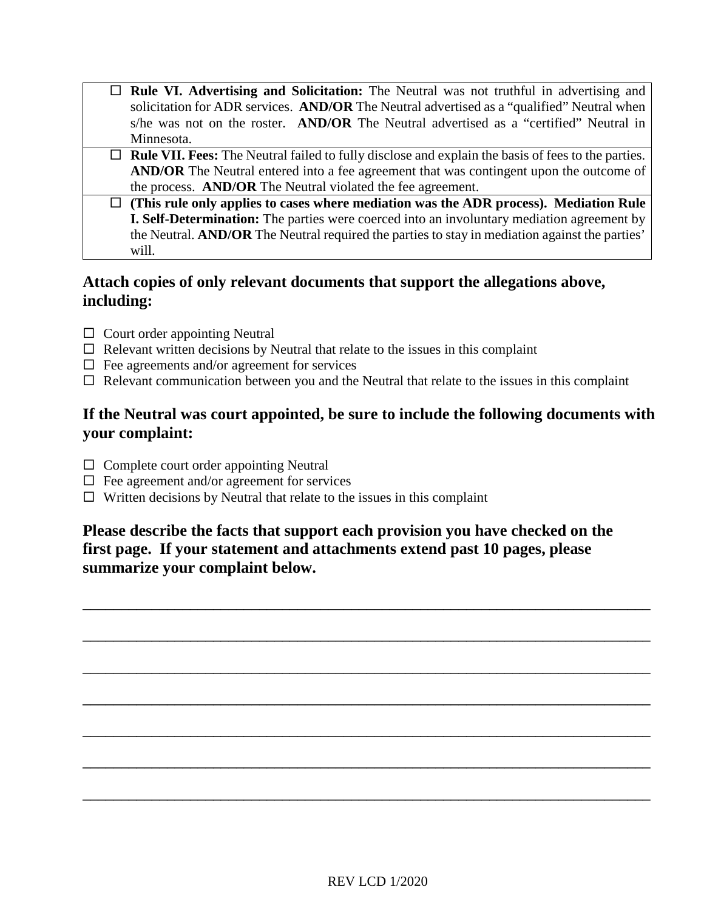- ☐ **Rule VI. Advertising and Solicitation:** The Neutral was not truthful in advertising and solicitation for ADR services. **AND/OR** The Neutral advertised as a "qualified" Neutral when s/he was not on the roster. **AND/OR** The Neutral advertised as a "certified" Neutral in Minnesota.
- ☐ **Rule VII. Fees:** The Neutral failed to fully disclose and explain the basis of fees to the parties. **AND/OR** The Neutral entered into a fee agreement that was contingent upon the outcome of the process. **AND/OR** The Neutral violated the fee agreement.
- ☐ **(This rule only applies to cases where mediation was the ADR process). Mediation Rule I. Self-Determination:** The parties were coerced into an involuntary mediation agreement by the Neutral. **AND/OR** The Neutral required the parties to stay in mediation against the parties' will.

### Attach copies of only relevant documents that support the allegations above, including:

- ☐ Court order appointing Neutral
- ☐ Relevant written decisions by Neutral that relate to the issues in this complaint
- ☐ Fee agreements and/or agreement for services
- ☐ Relevant communication between you and the Neutral that relate to the issues in this complaint

### If the Neutral was court appointed, be sure to include the following documents with your complaint:

- ☐ Complete court order appointing Neutral
- ☐ Fee agreement and/or agreement for services
- ☐ Written decisions by Neutral that relate to the issues in this complaint

### Please describe the facts that support each provision you have checked on the first page. If your statement and attachments extend past 10 pages, please summarize your complaint below.

_______________________________________________________________________________

_______________________________________________________________________________

_______________________________________________________________________________

_______________________________________________________________________________

_______________________________________________________________________________

_______________________________________________________________________________

_______________________________________________________________________________

REV LCD 1/2020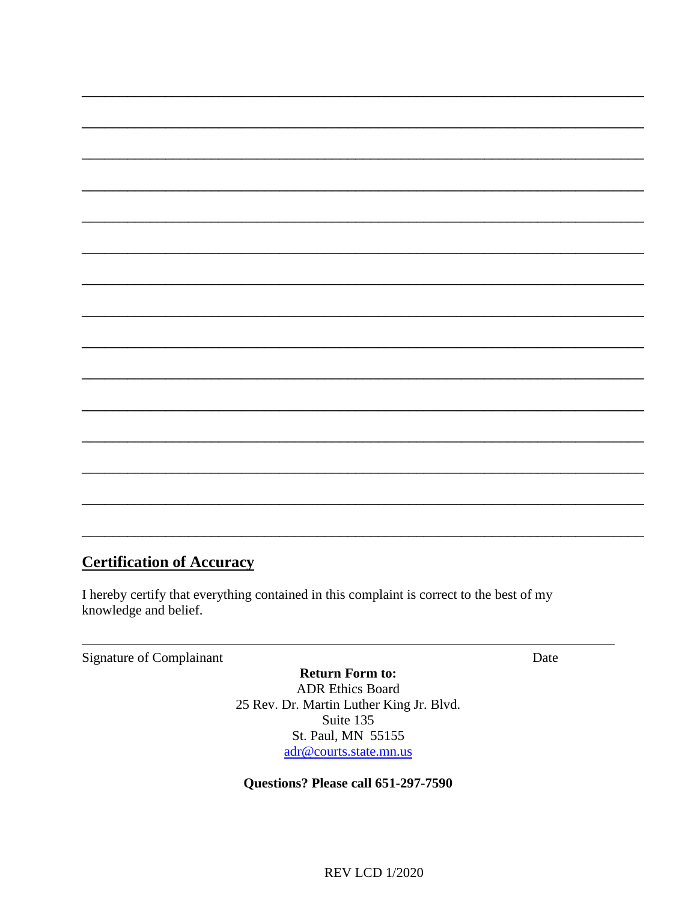_____________________________________________________________________________

_____________________________________________________________________________

_____________________________________________________________________________

_____________________________________________________________________________

_____________________________________________________________________________

_____________________________________________________________________________

_____________________________________________________________________________

_____________________________________________________________________________

_____________________________________________________________________________

_____________________________________________________________________________

_____________________________________________________________________________

_____________________________________________________________________________

_____________________________________________________________________________

_____________________________________________________________________________

_____________________________________________________________________________

## Certification of Accuracy

I hereby certify that everything contained in this complaint is correct to the best of my knowledge and belief.

_____________________________________________________________________________

Signature of Complainant                                                                                    Date

**Return Form to:**
ADR Ethics Board
25 Rev. Dr. Martin Luther King Jr. Blvd.
Suite 135
St. Paul, MN 55155
adr@courts.state.mn.us

**Questions? Please call 651-297-7590**

REV LCD 1/2020